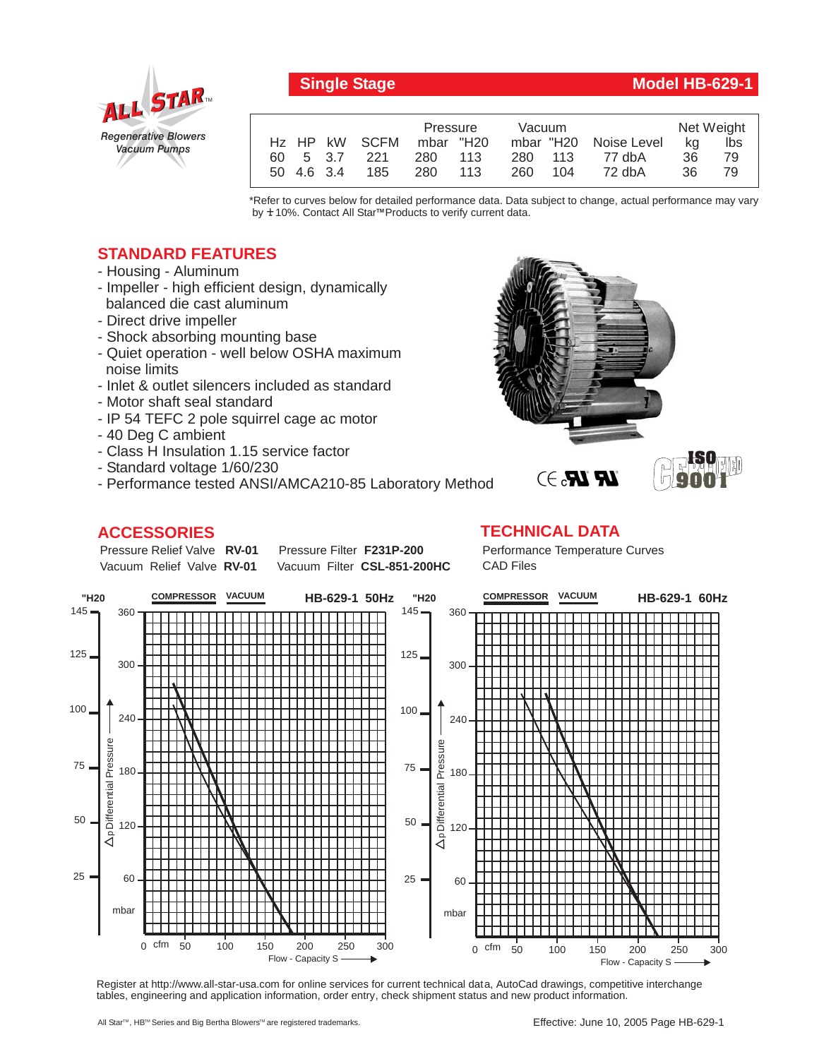**ALL STAR™**
*Regenerative Blowers Vacuum Pumps*

## Single Stage — Model HB-629-1

| Hz | HP | kW | SCFM | Pressure mbar | Pressure "H20 | Vacuum mbar | Vacuum "H20 | Noise Level | Net Weight kg | Net Weight lbs |
|---|---|---|---|---|---|---|---|---|---|---|
| 60 | 5 | 3.7 | 221 | 280 | 113 | 280 | 113 | 77 dbA | 36 | 79 |
| 50 | 4.6 | 3.4 | 185 | 280 | 113 | 260 | 104 | 72 dbA | 36 | 79 |

*Refer to curves below for detailed performance data. Data subject to change, actual performance may vary by ±10%. Contact All Star™ Products to verify current data.

## STANDARD FEATURES

- Housing - Aluminum
- Impeller - high efficient design, dynamically balanced die cast aluminum
- Direct drive impeller
- Shock absorbing mounting base
- Quiet operation - well below OSHA maximum noise limits
- Inlet & outlet silencers included as standard
- Motor shaft seal standard
- IP 54 TEFC 2 pole squirrel cage ac motor
- 40 Deg C ambient
- Class H Insulation 1.15 service factor
- Standard voltage 1/60/230
- Performance tested ANSI/AMCA210-85 Laboratory Method

## ACCESSORIES

Pressure Relief Valve **RV-01** Pressure Filter **F231P-200**
Vacuum Relief Valve **RV-01** Vacuum Filter **CSL-851-200HC**

## TECHNICAL DATA

Performance Temperature Curves
CAD Files

Register at http://www.all-star-usa.com for online services for current technical data, AutoCad drawings, competitive interchange tables, engineering and application information, order entry, check shipment status and new product information.

All Star™, HB™ Series and Big Bertha Blowers™ are registered trademarks.

Effective: June 10, 2005 Page HB-629-1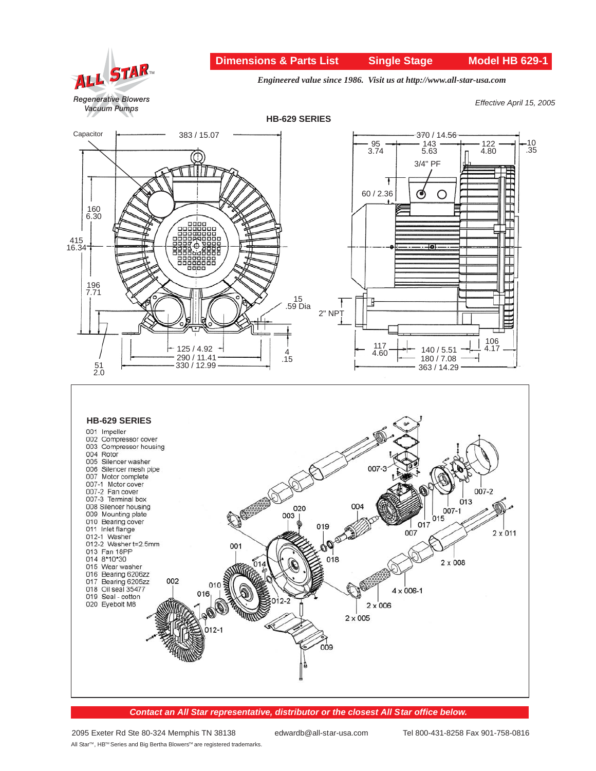**Dimensions & Parts List** **Single Stage** **Model HB 629-1**

ALL STAR™
Regenerative Blowers
Vacuum Pumps

***Engineered value since 1986. Visit us at http://www.all-star-usa.com***

*Effective April 15, 2005*

## HB-629 SERIES

Capacitor
383 / 15.07
160
6.30
415
16.34
196
7.71
51
2.0
125 / 4.92
290 / 11.41
330 / 12.99
4
.15
15
.59 Dia
2" NPT
370 / 14.56
95
3.74
143
5.63
122
4.80
10
.35
3/4" PF
60 / 2.36
117
4.60
140 / 5.51
180 / 7.08
363 / 14.29
106
4.17

### HB-629 SERIES

- 001 Impeller
- 002 Compressor cover
- 003 Compressor housing
- 004 Rotor
- 005 Silencer washer
- 006 Silencer mesh pipe
- 007 Motor complete
- 007-1 Motor cover
- 007-2 Fan cover
- 007-3 Terminal box
- 008 Silencer housing
- 009 Mounting plate
- 010 Bearing cover
- 011 Inlet flange
- 012-1 Washer
- 012-2 Washer t=2.5mm
- 013 Fan 18PP
- 014 8*10*30
- 015 Wear washer
- 016 Bearing 6206zz
- 017 Bearing 6205zz
- 018 Oil seal 35477
- 019 Seal - cotton
- 020 Eyebolt M8

007-3
020
003
004
019
001
014
002
010
016
012-1
012-2
018
017
007
015
013
007-1
007-2
2 x 011
2 x 008
4 x 006-1
2 x 006
2 x 005
009

***Contact an All Star representative, distributor or the closest All Star office below.***

2095 Exeter Rd Ste 80-324 Memphis TN 38138 edwardb@all-star-usa.com Tel 800-431-8258 Fax 901-758-0816

All Star™, HB™ Series and Big Bertha Blowers™ are registered trademarks.